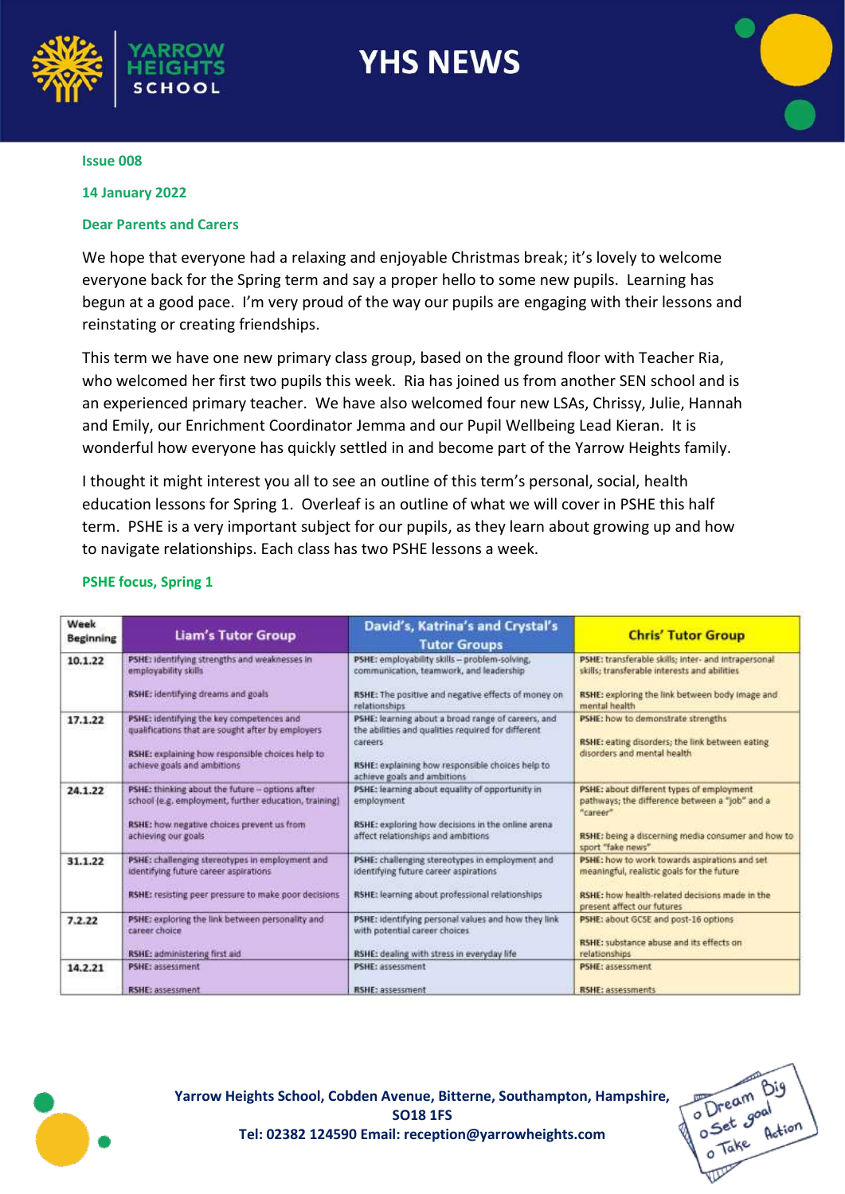# YHS NEWS

**Issue 008**

**14 January 2022**

**Dear Parents and Carers**

We hope that everyone had a relaxing and enjoyable Christmas break; it's lovely to welcome everyone back for the Spring term and say a proper hello to some new pupils. Learning has begun at a good pace. I'm very proud of the way our pupils are engaging with their lessons and reinstating or creating friendships.

This term we have one new primary class group, based on the ground floor with Teacher Ria, who welcomed her first two pupils this week. Ria has joined us from another SEN school and is an experienced primary teacher. We have also welcomed four new LSAs, Chrissy, Julie, Hannah and Emily, our Enrichment Coordinator Jemma and our Pupil Wellbeing Lead Kieran. It is wonderful how everyone has quickly settled in and become part of the Yarrow Heights family.

I thought it might interest you all to see an outline of this term's personal, social, health education lessons for Spring 1. Overleaf is an outline of what we will cover in PSHE this half term. PSHE is a very important subject for our pupils, as they learn about growing up and how to navigate relationships. Each class has two PSHE lessons a week.

**PSHE focus, Spring 1**

| Week Beginning | Liam's Tutor Group | David's, Katrina's and Crystal's Tutor Groups | Chris' Tutor Group |
|---|---|---|---|
| 10.1.22 | **PSHE:** identifying strengths and weaknesses in employability skills<br>**RSHE:** identifying dreams and goals | **PSHE:** employability skills – problem-solving, communication, teamwork, and leadership<br>**RSHE:** The positive and negative effects of money on relationships | **PSHE:** transferable skills; inter- and intrapersonal skills; transferable interests and abilities<br>**RSHE:** exploring the link between body image and mental health |
| 17.1.22 | **PSHE:** identifying the key competences and qualifications that are sought after by employers<br>**RSHE:** explaining how responsible choices help to achieve goals and ambitions | **PSHE:** learning about a broad range of careers, and the abilities and qualities required for different careers<br>**RSHE:** explaining how responsible choices help to achieve goals and ambitions | **PSHE:** how to demonstrate strengths<br>**RSHE:** eating disorders; the link between eating disorders and mental health |
| 24.1.22 | **PSHE:** thinking about the future – options after school (e.g. employment, further education, training)<br>**RSHE:** how negative choices prevent us from achieving our goals | **PSHE:** learning about equality of opportunity in employment<br>**RSHE:** exploring how decisions in the online arena affect relationships and ambitions | **PSHE:** about different types of employment pathways; the difference between a "job" and a "career"<br>**RSHE:** being a discerning media consumer and how to sport "fake news" |
| 31.1.22 | **PSHE:** challenging stereotypes in employment and identifying future career aspirations<br>**RSHE:** resisting peer pressure to make poor decisions | **PSHE:** challenging stereotypes in employment and identifying future career aspirations<br>**RSHE:** learning about professional relationships | **PSHE:** how to work towards aspirations and set meaningful, realistic goals for the future<br>**RSHE:** how health-related decisions made in the present affect our futures |
| 7.2.22 | **PSHE:** exploring the link between personality and career choice<br>**RSHE:** administering first aid | **PSHE:** identifying personal values and how they link with potential career choices<br>**RSHE:** dealing with stress in everyday life | **PSHE:** about GCSE and post-16 options<br>**RSHE:** substance abuse and its effects on relationships |
| 14.2.21 | **PSHE:** assessment<br>**RSHE:** assessment | **PSHE:** assessment<br>**RSHE:** assessment | **PSHE:** assessment<br>**RSHE:** assessments |

**Yarrow Heights School, Cobden Avenue, Bitterne, Southampton, Hampshire, SO18 1FS**
**Tel: 02382 124590 Email: reception@yarrowheights.com**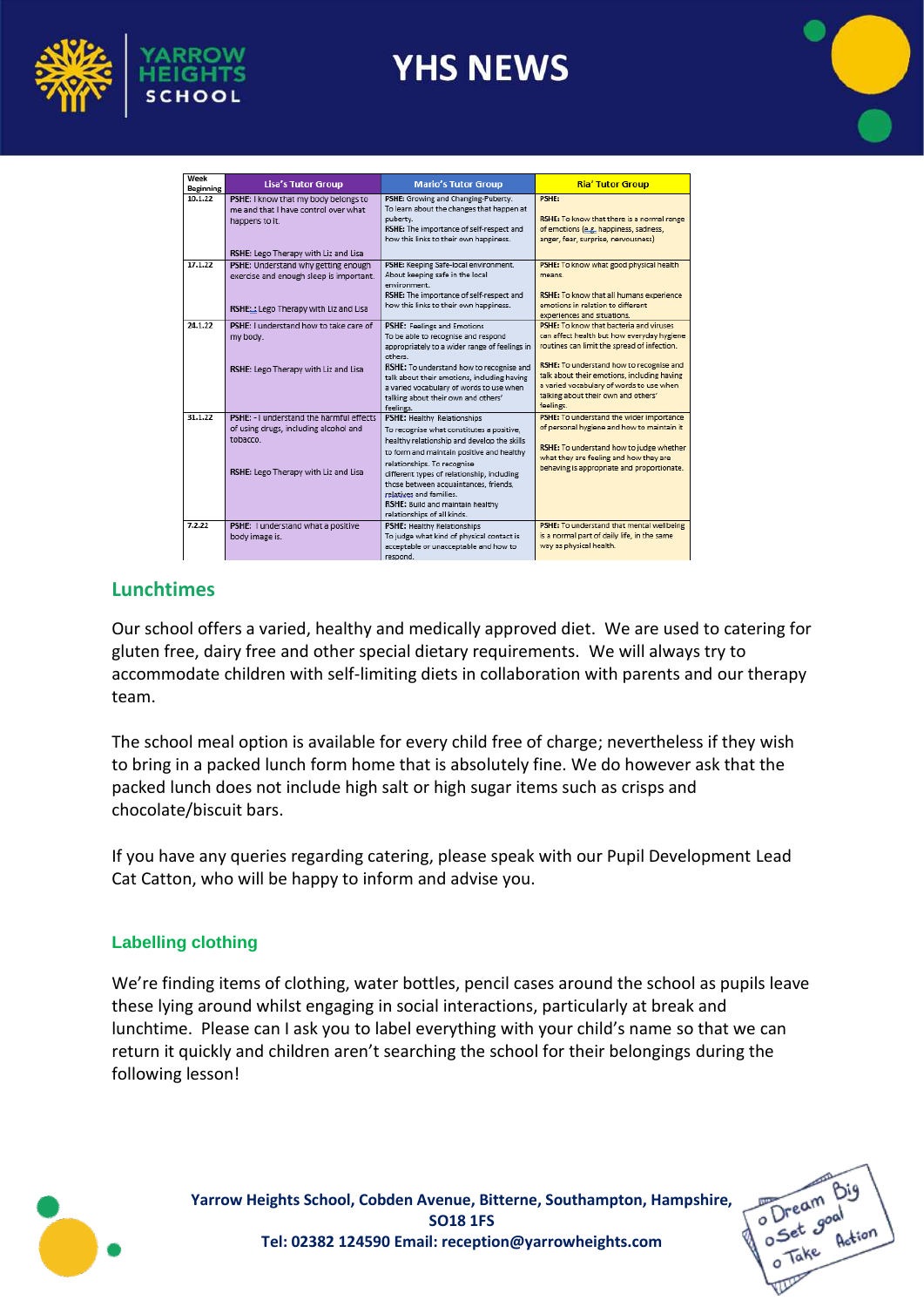| Week Beginning | Lisa's Tutor Group | Mario's Tutor Group | Ria' Tutor Group |
|---|---|---|---|
| 10.1.22 | PSHE: I know that my body belongs to me and that I have control over what happens to it. RSHE: Lego Therapy with Liz and Lisa | PSHE: Growing and Changing-Puberty. To learn about the changes that happen at puberty. RSHE: The importance of self-respect and how this links to their own happiness. | PSHE: RSHE: To know that there is a normal range of emotions (e.g. happiness, sadness, anger, fear, surprise, nervousness) |
| 17.1.22 | PSHE: Understand why getting enough exercise and enough sleep is important. RSHE:: Lego Therapy with Liz and Lisa | PSHE: Keeping Safe-local environment. About keeping safe in the local environment. RSHE: The importance of self-respect and how this links to their own happiness. | PSHE: To know what good physical health means. RSHE: To know that all humans experience emotions in relation to different experiences and situations. |
| 24.1.22 | PSHE: I understand how to take care of my body. RSHE: Lego Therapy with Liz and Lisa | PSHE: Feelings and Emotions To be able to recognise and respond appropriately to a wider range of feelings in others. RSHE: To understand how to recognise and talk about their emotions, including having a varied vocabulary of words to use when talking about their own and others' feelings. | PSHE: To know that bacteria and viruses can effect health but how everyday hygiene routines can limit the spread of infection. RSHE: To understand how to recognise and talk about their emotions, including having a varied vocabulary of words to use when talking about their own and others' feelings. |
| 31.1.22 | PSHE: - I understand the harmful effects of using drugs, including alcohol and tobacco. RSHE: Lego Therapy with Liz and Lisa | PSHE: Healthy Relationships To recognise what constitutes a positive, healthy relationship and develop the skills to form and maintain positive and healthy relationships. To recognise different types of relationship, including those between acquaintances, friends, relatives and families. RSHE: Build and maintain healthy relationships of all kinds. | PSHE: To understand the wider importance of personal hygiene and how to maintain it RSHE: To understand how to judge whether what they are feeling and how they are behaving is appropriate and proportionate. |
| 7.2.22 | PSHE: I understand what a positive body image is. | PSHE: Healthy Relationships To judge what kind of physical contact is acceptable or unacceptable and how to respond. | PSHE: To understand that mental wellbeing is a normal part of daily life, in the same way as physical health. |

## Lunchtimes

Our school offers a varied, healthy and medically approved diet. We are used to catering for gluten free, dairy free and other special dietary requirements. We will always try to accommodate children with self-limiting diets in collaboration with parents and our therapy team.

The school meal option is available for every child free of charge; nevertheless if they wish to bring in a packed lunch form home that is absolutely fine. We do however ask that the packed lunch does not include high salt or high sugar items such as crisps and chocolate/biscuit bars.

If you have any queries regarding catering, please speak with our Pupil Development Lead Cat Catton, who will be happy to inform and advise you.

## Labelling clothing

We're finding items of clothing, water bottles, pencil cases around the school as pupils leave these lying around whilst engaging in social interactions, particularly at break and lunchtime. Please can I ask you to label everything with your child's name so that we can return it quickly and children aren't searching the school for their belongings during the following lesson!

**Yarrow Heights School, Cobden Avenue, Bitterne, Southampton, Hampshire, SO18 1FS**
**Tel: 02382 124590 Email: reception@yarrowheights.com**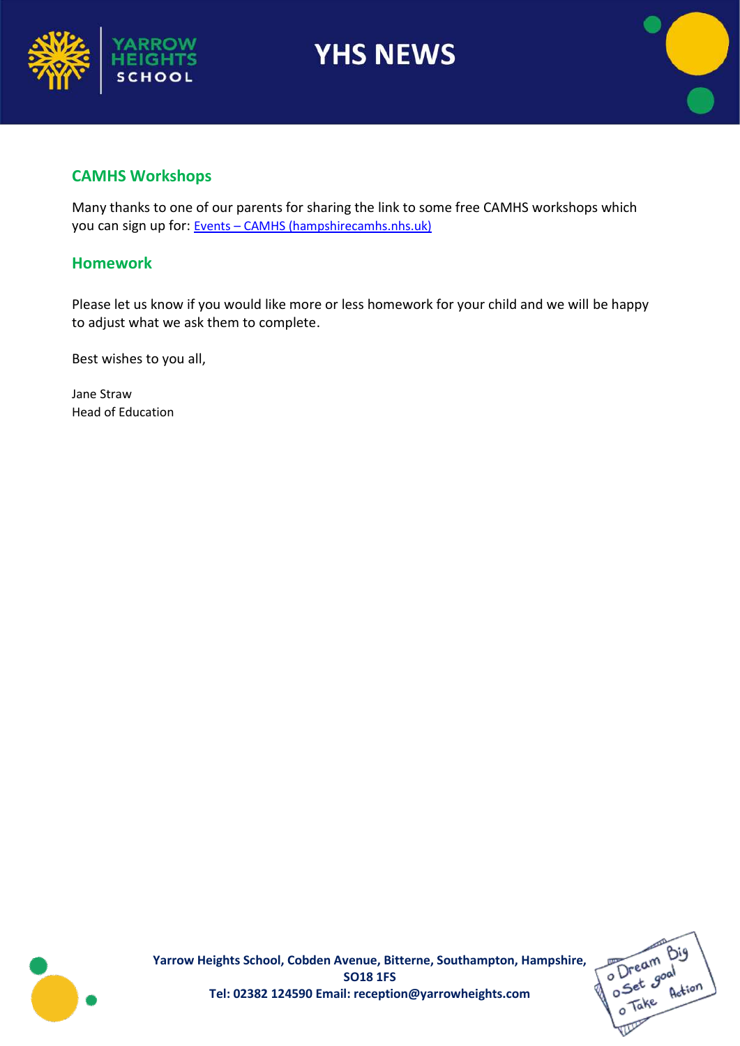## CAMHS Workshops

Many thanks to one of our parents for sharing the link to some free CAMHS workshops which you can sign up for: [Events – CAMHS (hampshirecamhs.nhs.uk)]

## Homework

Please let us know if you would like more or less homework for your child and we will be happy to adjust what we ask them to complete.

Best wishes to you all,

Jane Straw
Head of Education